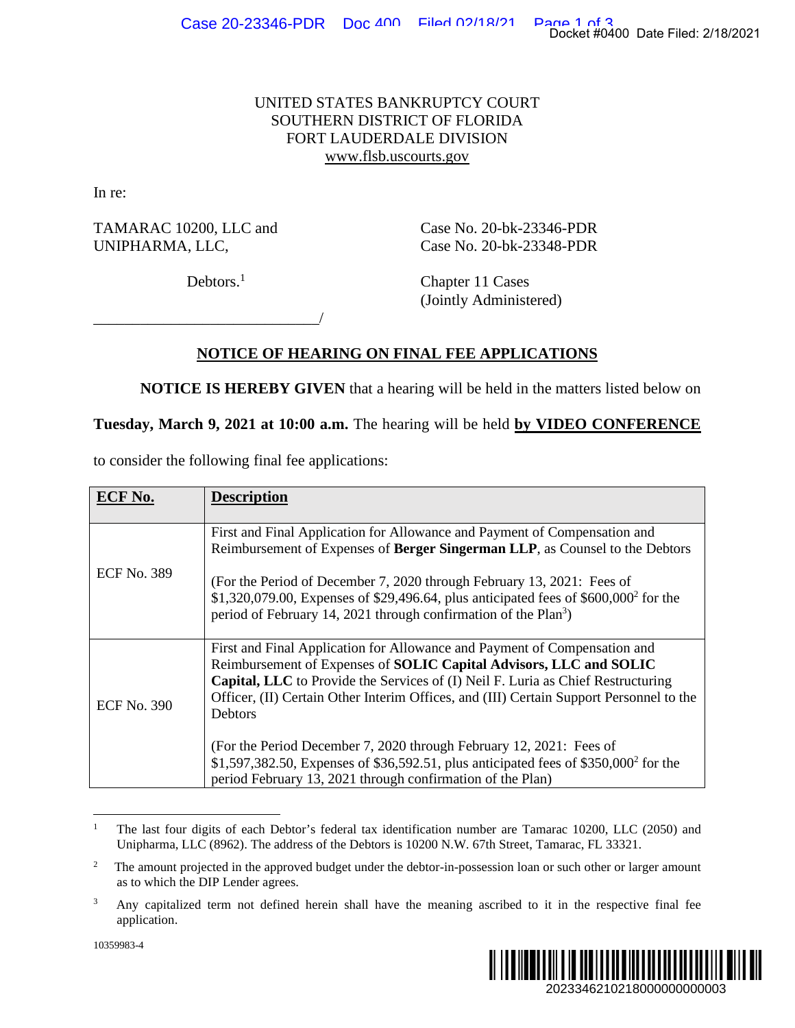UNITED STATES BANKRUPTCY COURT
SOUTHERN DISTRICT OF FLORIDA
FORT LAUDERDALE DIVISION
www.flsb.uscourts.gov

In re:

TAMARAC 10200, LLC and
UNIPHARMA, LLC,

Debtors.[1]

Case No. 20-bk-23346-PDR
Case No. 20-bk-23348-PDR

Chapter 11 Cases
(Jointly Administered)

______________________________/

## NOTICE OF HEARING ON FINAL FEE APPLICATIONS

**NOTICE IS HEREBY GIVEN** that a hearing will be held in the matters listed below on **Tuesday, March 9, 2021 at 10:00 a.m.** The hearing will be held **by VIDEO CONFERENCE** to consider the following final fee applications:

| ECF No. | Description |
|---|---|
| ECF No. 389 | First and Final Application for Allowance and Payment of Compensation and Reimbursement of Expenses of **Berger Singerman LLP**, as Counsel to the Debtors<br><br>(For the Period of December 7, 2020 through February 13, 2021: Fees of $1,320,079.00, Expenses of $29,496.64, plus anticipated fees of $600,000[2] for the period of February 14, 2021 through confirmation of the Plan[3]) |
| ECF No. 390 | First and Final Application for Allowance and Payment of Compensation and Reimbursement of Expenses of **SOLIC Capital Advisors, LLC and SOLIC Capital, LLC** to Provide the Services of (I) Neil F. Luria as Chief Restructuring Officer, (II) Certain Other Interim Offices, and (III) Certain Support Personnel to the Debtors<br><br>(For the Period December 7, 2020 through February 12, 2021: Fees of $1,597,382.50, Expenses of $36,592.51, plus anticipated fees of $350,000[2] for the period February 13, 2021 through confirmation of the Plan) |

---

[1] The last four digits of each Debtor's federal tax identification number are Tamarac 10200, LLC (2050) and Unipharma, LLC (8962). The address of the Debtors is 10200 N.W. 67th Street, Tamarac, FL 33321.

[2] The amount projected in the approved budget under the debtor-in-possession loan or such other or larger amount as to which the DIP Lender agrees.

[3] Any capitalized term not defined herein shall have the meaning ascribed to it in the respective final fee application.

10359983-4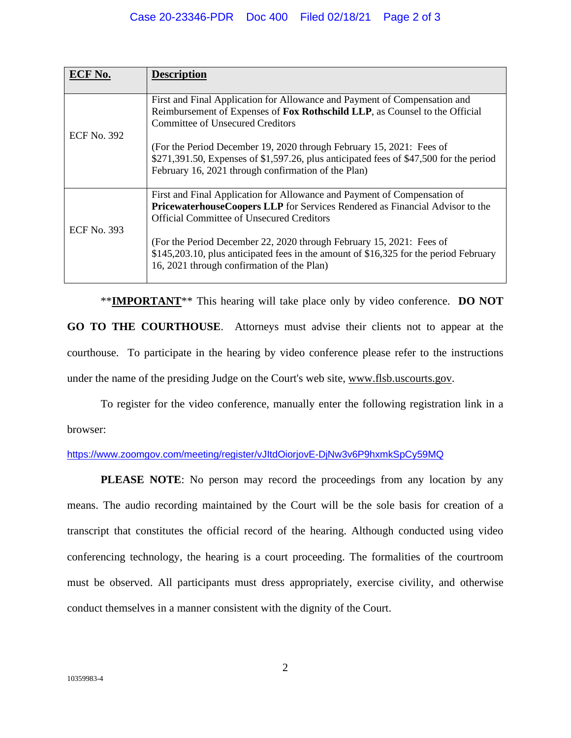| **ECF No.** | **Description** |
|---|---|
| ECF No. 392 | First and Final Application for Allowance and Payment of Compensation and Reimbursement of Expenses of **Fox Rothschild LLP**, as Counsel to the Official Committee of Unsecured Creditors<br><br>(For the Period December 19, 2020 through February 15, 2021: Fees of $271,391.50, Expenses of $1,597.26, plus anticipated fees of $47,500 for the period February 16, 2021 through confirmation of the Plan) |
| ECF No. 393 | First and Final Application for Allowance and Payment of Compensation of **PricewaterhouseCoopers LLP** for Services Rendered as Financial Advisor to the Official Committee of Unsecured Creditors<br><br>(For the Period December 22, 2020 through February 15, 2021: Fees of $145,203.10, plus anticipated fees in the amount of $16,325 for the period February 16, 2021 through confirmation of the Plan) |

\*\***IMPORTANT**\*\* This hearing will take place only by video conference. **DO NOT GO TO THE COURTHOUSE**. Attorneys must advise their clients not to appear at the courthouse. To participate in the hearing by video conference please refer to the instructions under the name of the presiding Judge on the Court's web site, www.flsb.uscourts.gov.

To register for the video conference, manually enter the following registration link in a browser:

https://www.zoomgov.com/meeting/register/vJItdOiorjovE-DjNw3v6P9hxmkSpCy59MQ

**PLEASE NOTE**: No person may record the proceedings from any location by any means. The audio recording maintained by the Court will be the sole basis for creation of a transcript that constitutes the official record of the hearing. Although conducted using video conferencing technology, the hearing is a court proceeding. The formalities of the courtroom must be observed. All participants must dress appropriately, exercise civility, and otherwise conduct themselves in a manner consistent with the dignity of the Court.

10359983-4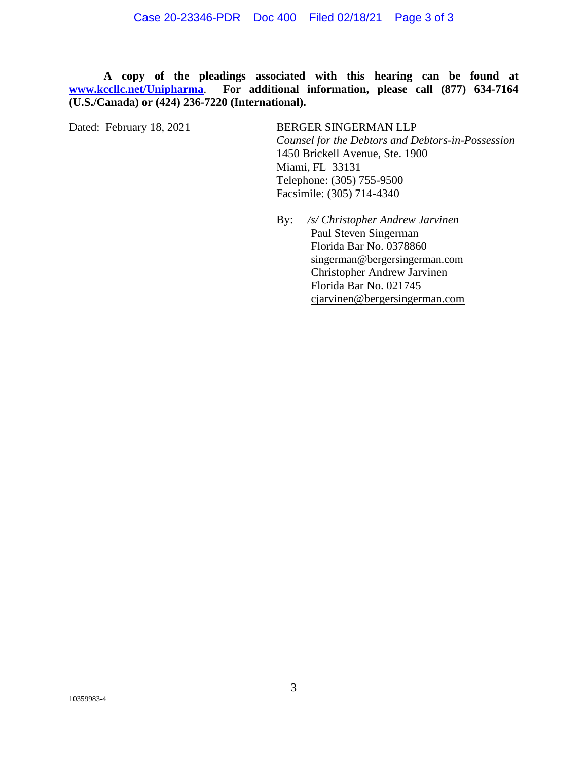**A copy of the pleadings associated with this hearing can be found at www.kccllc.net/Unipharma. For additional information, please call (877) 634-7164 (U.S./Canada) or (424) 236-7220 (International).**

Dated: February 18, 2021

BERGER SINGERMAN LLP
*Counsel for the Debtors and Debtors-in-Possession*
1450 Brickell Avenue, Ste. 1900
Miami, FL 33131
Telephone: (305) 755-9500
Facsimile: (305) 714-4340

By: *_/s/ Christopher Andrew Jarvinen_*
Paul Steven Singerman
Florida Bar No. 0378860
singerman@bergersingerman.com
Christopher Andrew Jarvinen
Florida Bar No. 021745
cjarvinen@bergersingerman.com

10359983-4